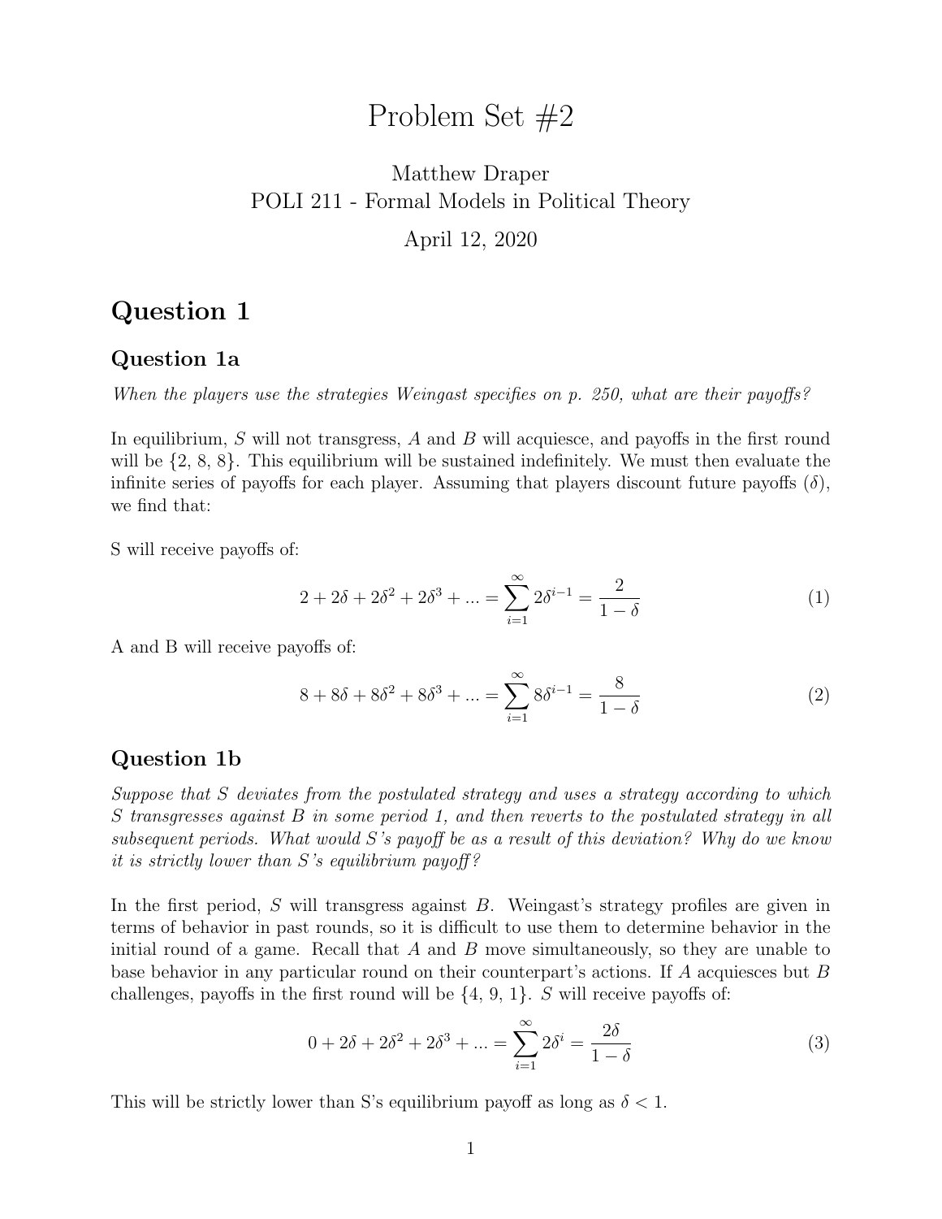# Problem Set #2

Matthew Draper
POLI 211 - Formal Models in Political Theory

April 12, 2020

## Question 1

### Question 1a

*When the players use the strategies Weingast specifies on p. 250, what are their payoffs?*

In equilibrium, $S$ will not transgress, $A$ and $B$ will acquiesce, and payoffs in the first round will be {2, 8, 8}. This equilibrium will be sustained indefinitely. We must then evaluate the infinite series of payoffs for each player. Assuming that players discount future payoffs ($\delta$), we find that:

S will receive payoffs of:

$$2 + 2\delta + 2\delta^2 + 2\delta^3 + ... = \sum_{i=1}^{\infty} 2\delta^{i-1} = \frac{2}{1-\delta} \tag{1}$$

A and B will receive payoffs of:

$$8 + 8\delta + 8\delta^2 + 8\delta^3 + ... = \sum_{i=1}^{\infty} 8\delta^{i-1} = \frac{8}{1-\delta} \tag{2}$$

### Question 1b

*Suppose that $S$ deviates from the postulated strategy and uses a strategy according to which $S$ transgresses against $B$ in some period 1, and then reverts to the postulated strategy in all subsequent periods. What would $S$'s payoff be as a result of this deviation? Why do we know it is strictly lower than $S$'s equilibrium payoff?*

In the first period, $S$ will transgress against $B$. Weingast's strategy profiles are given in terms of behavior in past rounds, so it is difficult to use them to determine behavior in the initial round of a game. Recall that $A$ and $B$ move simultaneously, so they are unable to base behavior in any particular round on their counterpart's actions. If $A$ acquiesces but $B$ challenges, payoffs in the first round will be {4, 9, 1}. $S$ will receive payoffs of:

$$0 + 2\delta + 2\delta^2 + 2\delta^3 + ... = \sum_{i=1}^{\infty} 2\delta^{i} = \frac{2\delta}{1-\delta} \tag{3}$$

This will be strictly lower than S's equilibrium payoff as long as $\delta < 1$.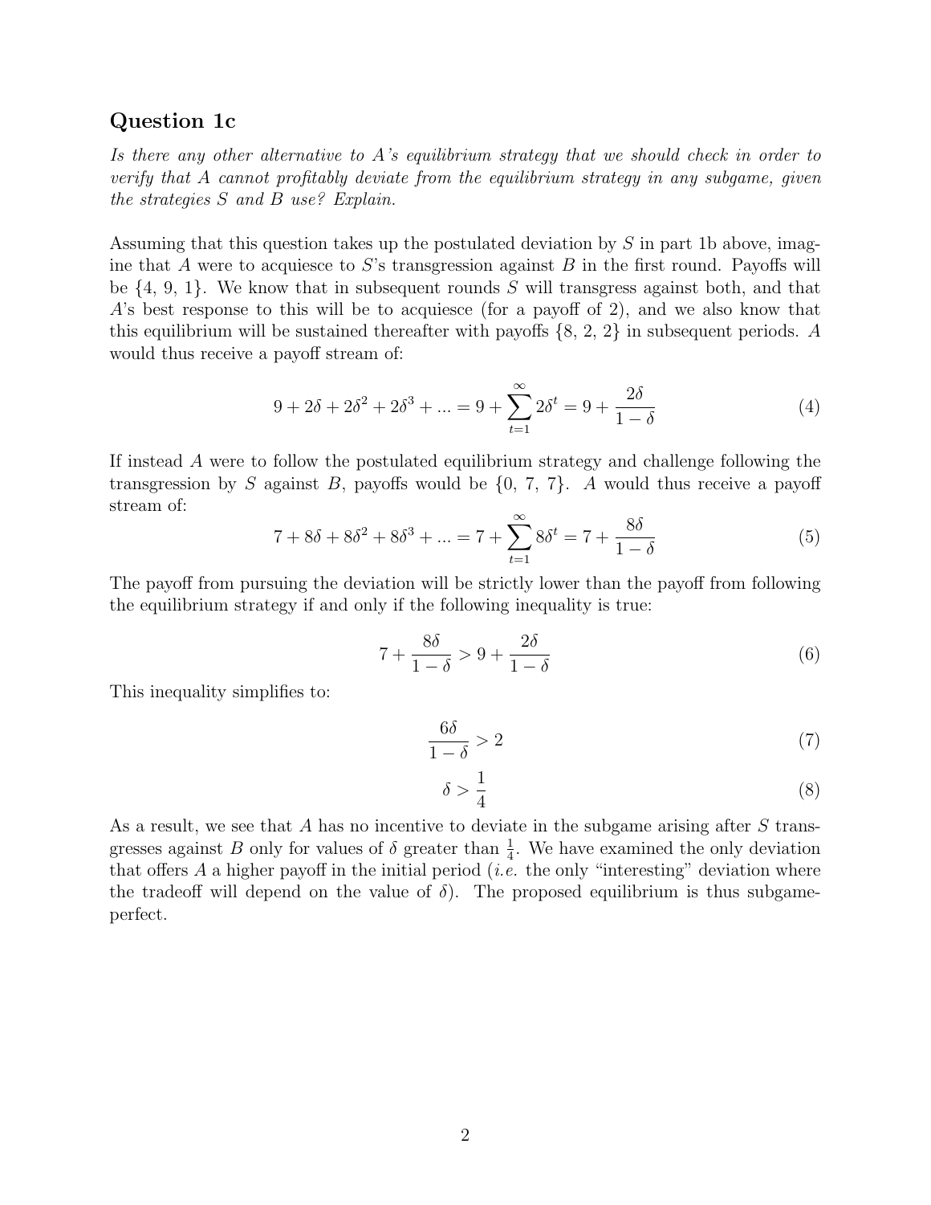## Question 1c

*Is there any other alternative to A's equilibrium strategy that we should check in order to verify that A cannot profitably deviate from the equilibrium strategy in any subgame, given the strategies S and B use? Explain.*

Assuming that this question takes up the postulated deviation by $S$ in part 1b above, imagine that $A$ were to acquiesce to $S$'s transgression against $B$ in the first round. Payoffs will be {4, 9, 1}. We know that in subsequent rounds $S$ will transgress against both, and that $A$'s best response to this will be to acquiesce (for a payoff of 2), and we also know that this equilibrium will be sustained thereafter with payoffs {8, 2, 2} in subsequent periods. $A$ would thus receive a payoff stream of:

$$9 + 2\delta + 2\delta^2 + 2\delta^3 + ... = 9 + \sum_{t=1}^{\infty} 2\delta^t = 9 + \frac{2\delta}{1-\delta} \tag{4}$$

If instead $A$ were to follow the postulated equilibrium strategy and challenge following the transgression by $S$ against $B$, payoffs would be {0, 7, 7}. $A$ would thus receive a payoff stream of:

$$7 + 8\delta + 8\delta^2 + 8\delta^3 + ... = 7 + \sum_{t=1}^{\infty} 8\delta^t = 7 + \frac{8\delta}{1-\delta} \tag{5}$$

The payoff from pursuing the deviation will be strictly lower than the payoff from following the equilibrium strategy if and only if the following inequality is true:

$$7 + \frac{8\delta}{1-\delta} > 9 + \frac{2\delta}{1-\delta} \tag{6}$$

This inequality simplifies to:

$$\frac{6\delta}{1-\delta} > 2 \tag{7}$$

$$\delta > \frac{1}{4} \tag{8}$$

As a result, we see that $A$ has no incentive to deviate in the subgame arising after $S$ transgresses against $B$ only for values of $\delta$ greater than $\frac{1}{4}$. We have examined the only deviation that offers $A$ a higher payoff in the initial period (*i.e.* the only "interesting" deviation where the tradeoff will depend on the value of $\delta$). The proposed equilibrium is thus subgame-perfect.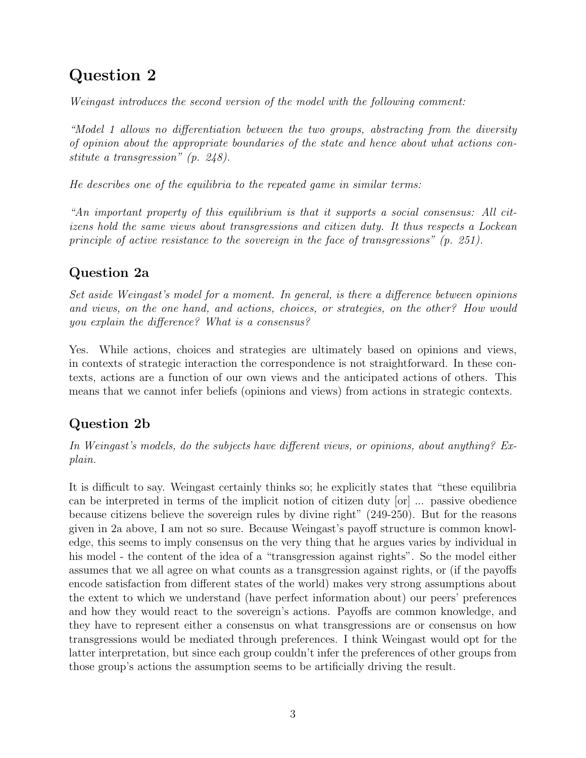# Question 2

*Weingast introduces the second version of the model with the following comment:*

*"Model 1 allows no differentiation between the two groups, abstracting from the diversity of opinion about the appropriate boundaries of the state and hence about what actions constitute a transgression" (p. 248).*

*He describes one of the equilibria to the repeated game in similar terms:*

*"An important property of this equilibrium is that it supports a social consensus: All citizens hold the same views about transgressions and citizen duty. It thus respects a Lockean principle of active resistance to the sovereign in the face of transgressions" (p. 251).*

## Question 2a

*Set aside Weingast's model for a moment. In general, is there a difference between opinions and views, on the one hand, and actions, choices, or strategies, on the other? How would you explain the difference? What is a consensus?*

Yes. While actions, choices and strategies are ultimately based on opinions and views, in contexts of strategic interaction the correspondence is not straightforward. In these contexts, actions are a function of our own views and the anticipated actions of others. This means that we cannot infer beliefs (opinions and views) from actions in strategic contexts.

## Question 2b

*In Weingast's models, do the subjects have different views, or opinions, about anything? Explain.*

It is difficult to say. Weingast certainly thinks so; he explicitly states that "these equilibria can be interpreted in terms of the implicit notion of citizen duty [or] ... passive obedience because citizens believe the sovereign rules by divine right" (249-250). But for the reasons given in 2a above, I am not so sure. Because Weingast's payoff structure is common knowledge, this seems to imply consensus on the very thing that he argues varies by individual in his model - the content of the idea of a "transgression against rights". So the model either assumes that we all agree on what counts as a transgression against rights, or (if the payoffs encode satisfaction from different states of the world) makes very strong assumptions about the extent to which we understand (have perfect information about) our peers' preferences and how they would react to the sovereign's actions. Payoffs are common knowledge, and they have to represent either a consensus on what transgressions are or consensus on how transgressions would be mediated through preferences. I think Weingast would opt for the latter interpretation, but since each group couldn't infer the preferences of other groups from those group's actions the assumption seems to be artificially driving the result.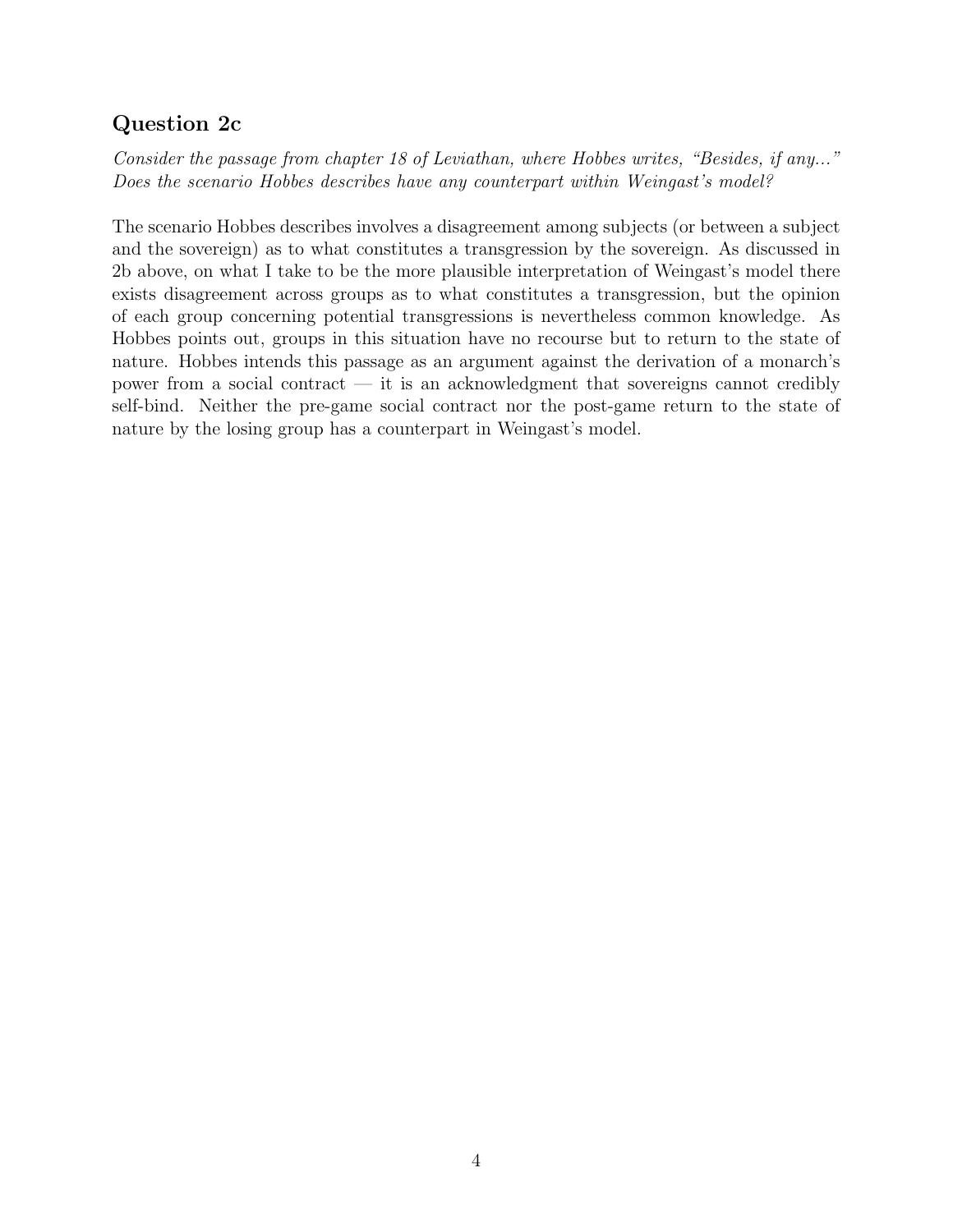## Question 2c

*Consider the passage from chapter 18 of Leviathan, where Hobbes writes, "Besides, if any..." Does the scenario Hobbes describes have any counterpart within Weingast's model?*

The scenario Hobbes describes involves a disagreement among subjects (or between a subject and the sovereign) as to what constitutes a transgression by the sovereign. As discussed in 2b above, on what I take to be the more plausible interpretation of Weingast's model there exists disagreement across groups as to what constitutes a transgression, but the opinion of each group concerning potential transgressions is nevertheless common knowledge. As Hobbes points out, groups in this situation have no recourse but to return to the state of nature. Hobbes intends this passage as an argument against the derivation of a monarch's power from a social contract — it is an acknowledgment that sovereigns cannot credibly self-bind. Neither the pre-game social contract nor the post-game return to the state of nature by the losing group has a counterpart in Weingast's model.